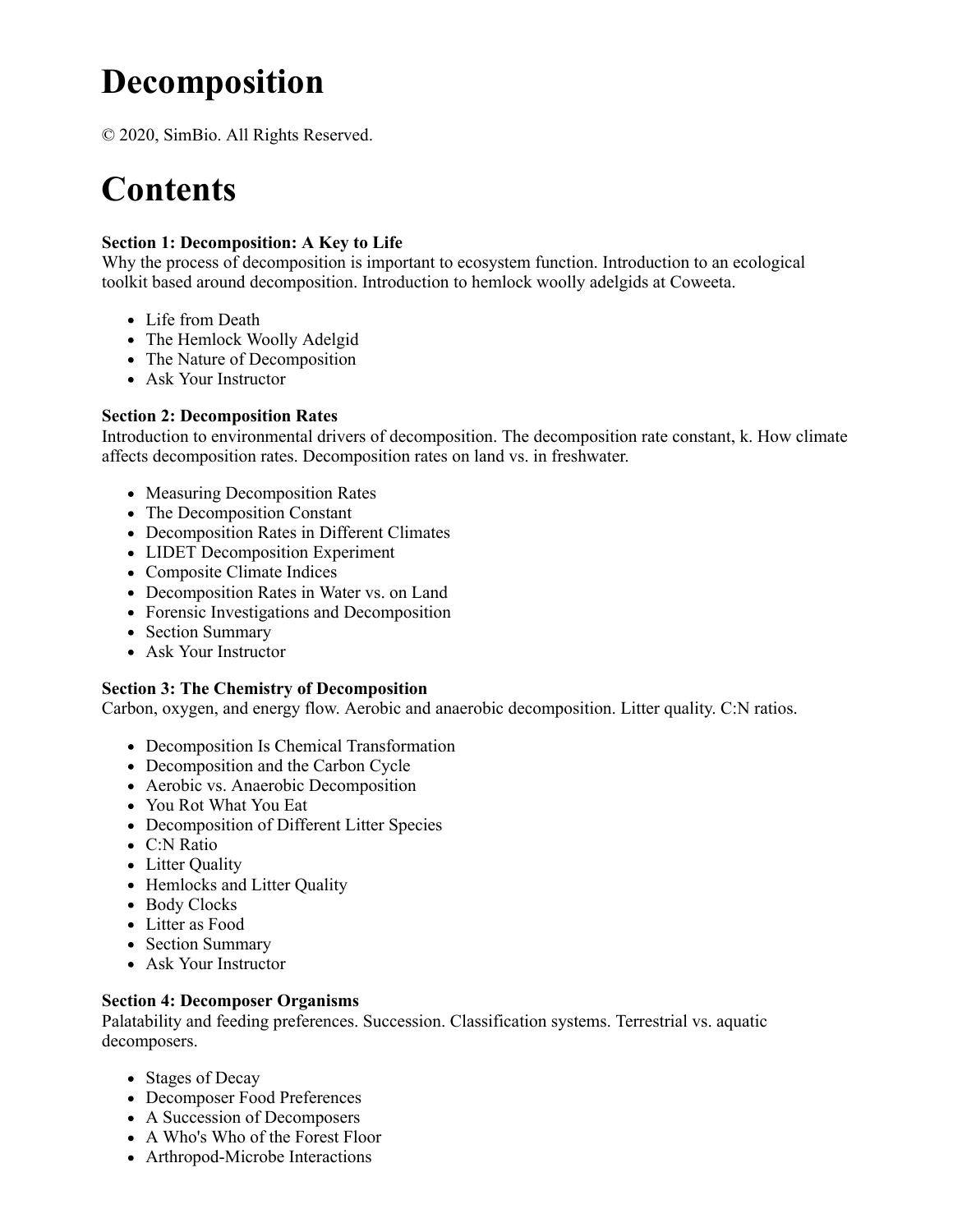# Decomposition

© 2020, SimBio. All Rights Reserved.

# Contents

**Section 1: Decomposition: A Key to Life**
Why the process of decomposition is important to ecosystem function. Introduction to an ecological toolkit based around decomposition. Introduction to hemlock woolly adelgids at Coweeta.

- Life from Death
- The Hemlock Woolly Adelgid
- The Nature of Decomposition
- Ask Your Instructor

**Section 2: Decomposition Rates**
Introduction to environmental drivers of decomposition. The decomposition rate constant, k. How climate affects decomposition rates. Decomposition rates on land vs. in freshwater.

- Measuring Decomposition Rates
- The Decomposition Constant
- Decomposition Rates in Different Climates
- LIDET Decomposition Experiment
- Composite Climate Indices
- Decomposition Rates in Water vs. on Land
- Forensic Investigations and Decomposition
- Section Summary
- Ask Your Instructor

**Section 3: The Chemistry of Decomposition**
Carbon, oxygen, and energy flow. Aerobic and anaerobic decomposition. Litter quality. C:N ratios.

- Decomposition Is Chemical Transformation
- Decomposition and the Carbon Cycle
- Aerobic vs. Anaerobic Decomposition
- You Rot What You Eat
- Decomposition of Different Litter Species
- C:N Ratio
- Litter Quality
- Hemlocks and Litter Quality
- Body Clocks
- Litter as Food
- Section Summary
- Ask Your Instructor

**Section 4: Decomposer Organisms**
Palatability and feeding preferences. Succession. Classification systems. Terrestrial vs. aquatic decomposers.

- Stages of Decay
- Decomposer Food Preferences
- A Succession of Decomposers
- A Who's Who of the Forest Floor
- Arthropod-Microbe Interactions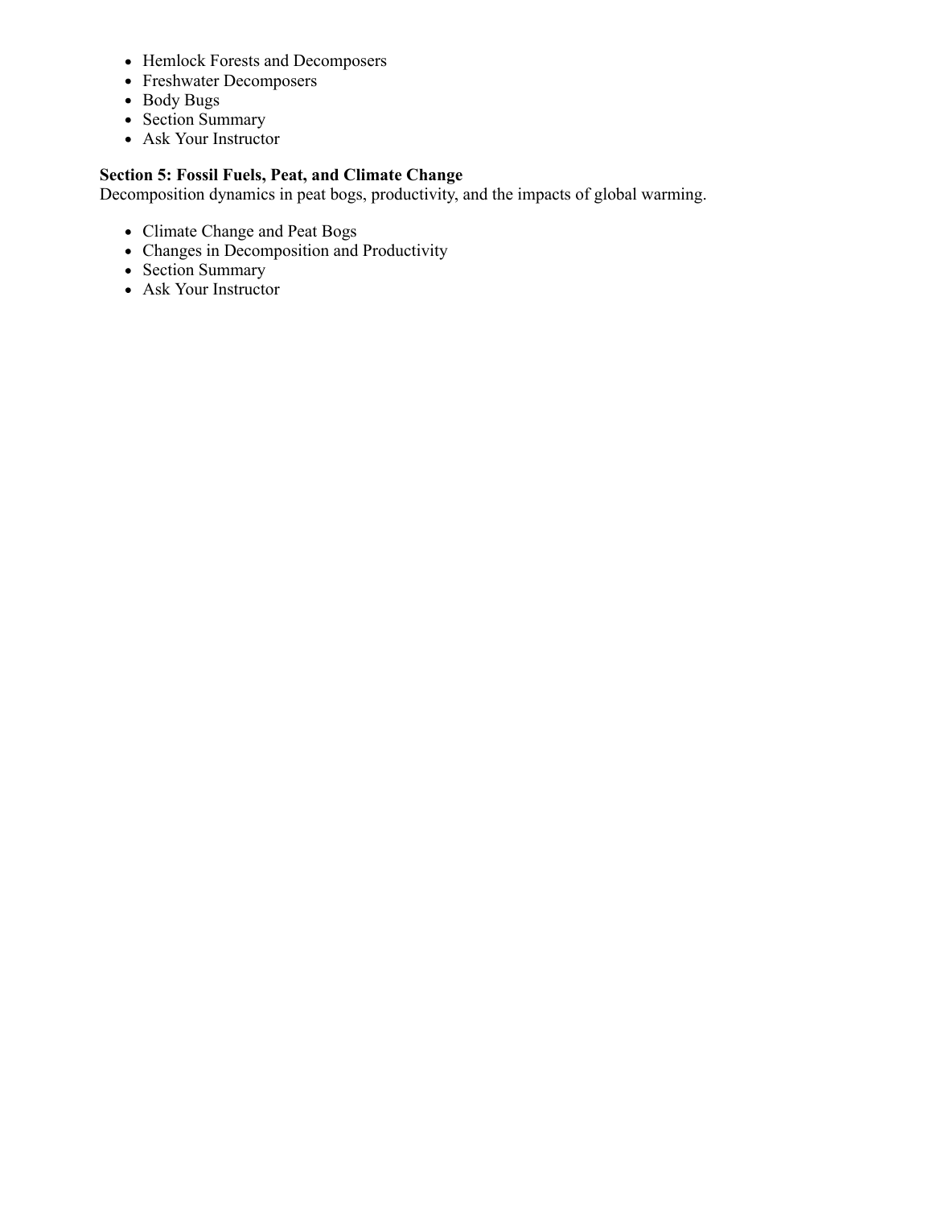- Hemlock Forests and Decomposers
- Freshwater Decomposers
- Body Bugs
- Section Summary
- Ask Your Instructor

**Section 5: Fossil Fuels, Peat, and Climate Change**
Decomposition dynamics in peat bogs, productivity, and the impacts of global warming.

- Climate Change and Peat Bogs
- Changes in Decomposition and Productivity
- Section Summary
- Ask Your Instructor